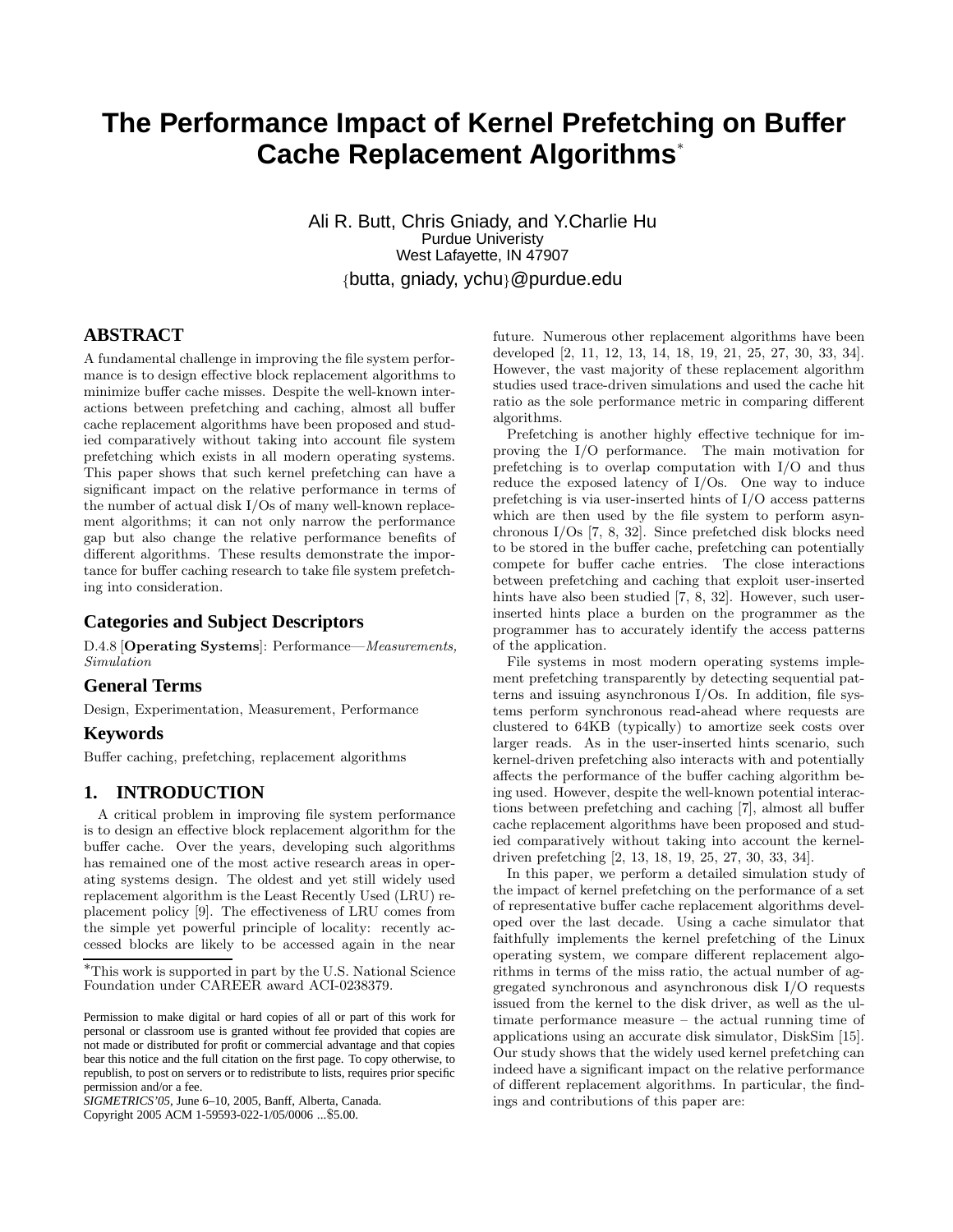# The Performance Impact of Kernel Prefetching on Buffer Cache Replacement Algorithms*

Ali R. Butt, Chris Gniady, and Y.Charlie Hu
Purdue Univeristy
West Lafayette, IN 47907
{butta, gniady, ychu}@purdue.edu

## ABSTRACT

A fundamental challenge in improving the file system performance is to design effective block replacement algorithms to minimize buffer cache misses. Despite the well-known interactions between prefetching and caching, almost all buffer cache replacement algorithms have been proposed and studied comparatively without taking into account file system prefetching which exists in all modern operating systems. This paper shows that such kernel prefetching can have a significant impact on the relative performance in terms of the number of actual disk I/Os of many well-known replacement algorithms; it can not only narrow the performance gap but also change the relative performance benefits of different algorithms. These results demonstrate the importance for buffer caching research to take file system prefetching into consideration.

## Categories and Subject Descriptors

D.4.8 [**Operating Systems**]: Performance—*Measurements, Simulation*

## General Terms

Design, Experimentation, Measurement, Performance

## Keywords

Buffer caching, prefetching, replacement algorithms

## 1. INTRODUCTION

A critical problem in improving file system performance is to design an effective block replacement algorithm for the buffer cache. Over the years, developing such algorithms has remained one of the most active research areas in operating systems design. The oldest and yet still widely used replacement algorithm is the Least Recently Used (LRU) replacement policy [9]. The effectiveness of LRU comes from the simple yet powerful principle of locality: recently accessed blocks are likely to be accessed again in the near future. Numerous other replacement algorithms have been developed [2, 11, 12, 13, 14, 18, 19, 21, 25, 27, 30, 33, 34]. However, the vast majority of these replacement algorithm studies used trace-driven simulations and used the cache hit ratio as the sole performance metric in comparing different algorithms.

Prefetching is another highly effective technique for improving the I/O performance. The main motivation for prefetching is to overlap computation with I/O and thus reduce the exposed latency of I/Os. One way to induce prefetching is via user-inserted hints of I/O access patterns which are then used by the file system to perform asynchronous I/Os [7, 8, 32]. Since prefetched disk blocks need to be stored in the buffer cache, prefetching can potentially compete for buffer cache entries. The close interactions between prefetching and caching that exploit user-inserted hints have also been studied [7, 8, 32]. However, such user-inserted hints place a burden on the programmer as the programmer has to accurately identify the access patterns of the application.

File systems in most modern operating systems implement prefetching transparently by detecting sequential patterns and issuing asynchronous I/Os. In addition, file systems perform synchronous read-ahead where requests are clustered to 64KB (typically) to amortize seek costs over larger reads. As in the user-inserted hints scenario, such kernel-driven prefetching also interacts with and potentially affects the performance of the buffer caching algorithm being used. However, despite the well-known potential interactions between prefetching and caching [7], almost all buffer cache replacement algorithms have been proposed and studied comparatively without taking into account the kernel-driven prefetching [2, 13, 18, 19, 25, 27, 30, 33, 34].

In this paper, we perform a detailed simulation study of the impact of kernel prefetching on the performance of a set of representative buffer cache replacement algorithms developed over the last decade. Using a cache simulator that faithfully implements the kernel prefetching of the Linux operating system, we compare different replacement algorithms in terms of the miss ratio, the actual number of aggregated synchronous and asynchronous disk I/O requests issued from the kernel to the disk driver, as well as the ultimate performance measure – the actual running time of applications using an accurate disk simulator, DiskSim [15]. Our study shows that the widely used kernel prefetching can indeed have a significant impact on the relative performance of different replacement algorithms. In particular, the findings and contributions of this paper are:

*This work is supported in part by the U.S. National Science Foundation under CAREER award ACI-0238379.

Permission to make digital or hard copies of all or part of this work for personal or classroom use is granted without fee provided that copies are not made or distributed for profit or commercial advantage and that copies bear this notice and the full citation on the first page. To copy otherwise, to republish, to post on servers or to redistribute to lists, requires prior specific permission and/or a fee.
*SIGMETRICS'05*, June 6–10, 2005, Banff, Alberta, Canada.
Copyright 2005 ACM 1-59593-022-1/05/0006 ...$5.00.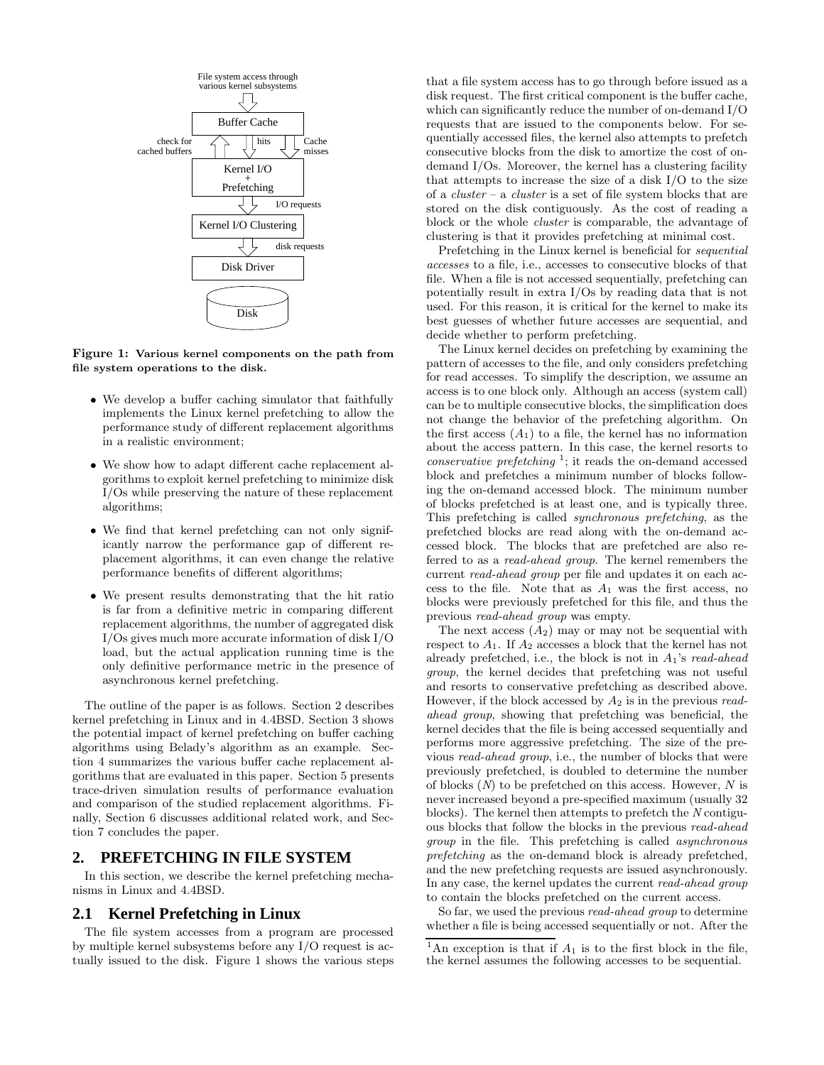File system access through various kernel subsystems

Buffer Cache

check for cached buffers | hits | Cache misses

Kernel I/O + Prefetching

I/O requests

Kernel I/O Clustering

disk requests

Disk Driver

Disk

**Figure 1: Various kernel components on the path from file system operations to the disk.**

- We develop a buffer caching simulator that faithfully implements the Linux kernel prefetching to allow the performance study of different replacement algorithms in a realistic environment;
- We show how to adapt different cache replacement algorithms to exploit kernel prefetching to minimize disk I/Os while preserving the nature of these replacement algorithms;
- We find that kernel prefetching can not only significantly narrow the performance gap of different replacement algorithms, it can even change the relative performance benefits of different algorithms;
- We present results demonstrating that the hit ratio is far from a definitive metric in comparing different replacement algorithms, the number of aggregated disk I/Os gives much more accurate information of disk I/O load, but the actual application running time is the only definitive performance metric in the presence of asynchronous kernel prefetching.

The outline of the paper is as follows. Section 2 describes kernel prefetching in Linux and in 4.4BSD. Section 3 shows the potential impact of kernel prefetching on buffer caching algorithms using Belady's algorithm as an example. Section 4 summarizes the various buffer cache replacement algorithms that are evaluated in this paper. Section 5 presents trace-driven simulation results of performance evaluation and comparison of the studied replacement algorithms. Finally, Section 6 discusses additional related work, and Section 7 concludes the paper.

## 2. PREFETCHING IN FILE SYSTEM

In this section, we describe the kernel prefetching mechanisms in Linux and 4.4BSD.

### 2.1 Kernel Prefetching in Linux

The file system accesses from a program are processed by multiple kernel subsystems before any I/O request is actually issued to the disk. Figure 1 shows the various steps that a file system access has to go through before issued as a disk request. The first critical component is the buffer cache, which can significantly reduce the number of on-demand I/O requests that are issued to the components below. For sequentially accessed files, the kernel also attempts to prefetch consecutive blocks from the disk to amortize the cost of on-demand I/Os. Moreover, the kernel has a clustering facility that attempts to increase the size of a disk I/O to the size of a *cluster* – a *cluster* is a set of file system blocks that are stored on the disk contiguously. As the cost of reading a block or the whole *cluster* is comparable, the advantage of clustering is that it provides prefetching at minimal cost.

Prefetching in the Linux kernel is beneficial for *sequential accesses* to a file, i.e., accesses to consecutive blocks of that file. When a file is not accessed sequentially, prefetching can potentially result in extra I/Os by reading data that is not used. For this reason, it is critical for the kernel to make its best guesses of whether future accesses are sequential, and decide whether to perform prefetching.

The Linux kernel decides on prefetching by examining the pattern of accesses to the file, and only considers prefetching for read accesses. To simplify the description, we assume an access is to one block only. Although an access (system call) can be to multiple consecutive blocks, the simplification does not change the behavior of the prefetching algorithm. On the first access ($A_1$) to a file, the kernel has no information about the access pattern. In this case, the kernel resorts to *conservative prefetching* [1]; it reads the on-demand accessed block and prefetches a minimum number of blocks following the on-demand accessed block. The minimum number of blocks prefetched is at least one, and is typically three. This prefetching is called *synchronous prefetching*, as the prefetched blocks are read along with the on-demand accessed block. The blocks that are prefetched are also referred to as a *read-ahead group*. The kernel remembers the current *read-ahead group* per file and updates it on each access to the file. Note that as $A_1$ was the first access, no blocks were previously prefetched for this file, and thus the previous *read-ahead group* was empty.

The next access ($A_2$) may or may not be sequential with respect to $A_1$. If $A_2$ accesses a block that the kernel has not already prefetched, i.e., the block is not in $A_1$'s *read-ahead group*, the kernel decides that prefetching was not useful and resorts to conservative prefetching as described above. However, if the block accessed by $A_2$ is in the previous *read-ahead group*, showing that prefetching was beneficial, the kernel decides that the file is being accessed sequentially and performs more aggressive prefetching. The size of the previous *read-ahead group*, i.e., the number of blocks that were previously prefetched, is doubled to determine the number of blocks ($N$) to be prefetched on this access. However, $N$ is never increased beyond a pre-specified maximum (usually 32 blocks). The kernel then attempts to prefetch the $N$ contiguous blocks that follow the blocks in the previous *read-ahead group* in the file. This prefetching is called *asynchronous prefetching* as the on-demand block is already prefetched, and the new prefetching requests are issued asynchronously. In any case, the kernel updates the current *read-ahead group* to contain the blocks prefetched on the current access.

So far, we used the previous *read-ahead group* to determine whether a file is being accessed sequentially or not. After the

[1] An exception is that if $A_1$ is to the first block in the file, the kernel assumes the following accesses to be sequential.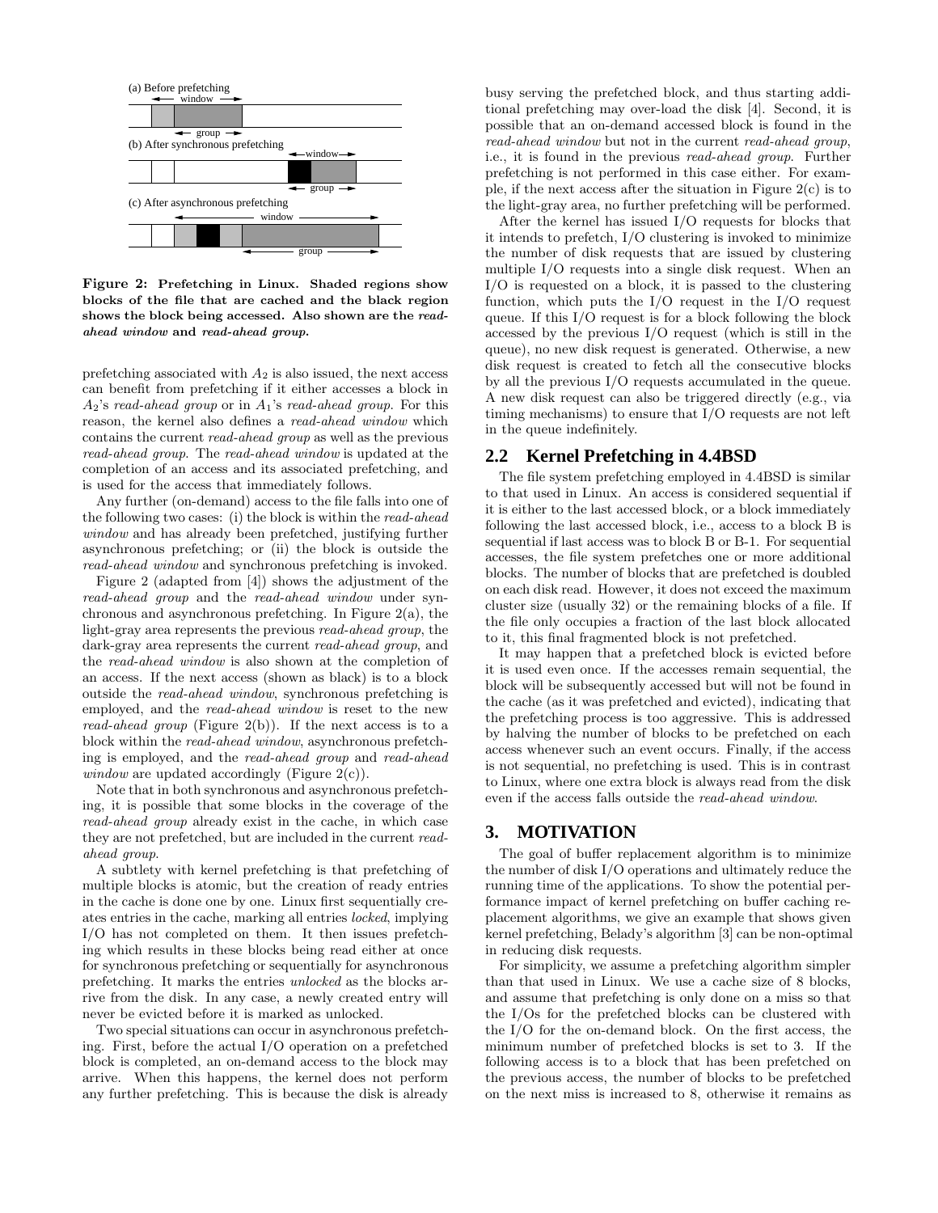(a) Before prefetching

window

group

(b) After synchronous prefetching

window

group

(c) After asynchronous prefetching

window

group

**Figure 2: Prefetching in Linux. Shaded regions show blocks of the file that are cached and the black region shows the block being accessed. Also shown are the *read-ahead window* and *read-ahead group*.**

prefetching associated with $A_2$ is also issued, the next access can benefit from prefetching if it either accesses a block in $A_2$'s *read-ahead group* or in $A_1$'s *read-ahead group*. For this reason, the kernel also defines a *read-ahead window* which contains the current *read-ahead group* as well as the previous *read-ahead group*. The *read-ahead window* is updated at the completion of an access and its associated prefetching, and is used for the access that immediately follows.

Any further (on-demand) access to the file falls into one of the following two cases: (i) the block is within the *read-ahead window* and has already been prefetched, justifying further asynchronous prefetching; or (ii) the block is outside the *read-ahead window* and synchronous prefetching is invoked.

Figure 2 (adapted from [4]) shows the adjustment of the *read-ahead group* and the *read-ahead window* under synchronous and asynchronous prefetching. In Figure 2(a), the light-gray area represents the previous *read-ahead group*, the dark-gray area represents the current *read-ahead group*, and the *read-ahead window* is also shown at the completion of an access. If the next access (shown as black) is to a block outside the *read-ahead window*, synchronous prefetching is employed, and the *read-ahead window* is reset to the new *read-ahead group* (Figure 2(b)). If the next access is to a block within the *read-ahead window*, asynchronous prefetching is employed, and the *read-ahead group* and *read-ahead window* are updated accordingly (Figure 2(c)).

Note that in both synchronous and asynchronous prefetching, it is possible that some blocks in the coverage of the *read-ahead group* already exist in the cache, in which case they are not prefetched, but are included in the current *read-ahead group*.

A subtlety with kernel prefetching is that prefetching of multiple blocks is atomic, but the creation of ready entries in the cache is done one by one. Linux first sequentially creates entries in the cache, marking all entries *locked*, implying I/O has not completed on them. It then issues prefetching which results in these blocks being read either at once for synchronous prefetching or sequentially for asynchronous prefetching. It marks the entries *unlocked* as the blocks arrive from the disk. In any case, a newly created entry will never be evicted before it is marked as unlocked.

Two special situations can occur in asynchronous prefetching. First, before the actual I/O operation on a prefetched block is completed, an on-demand access to the block may arrive. When this happens, the kernel does not perform any further prefetching. This is because the disk is already busy serving the prefetched block, and thus starting additional prefetching may over-load the disk [4]. Second, it is possible that an on-demand accessed block is found in the *read-ahead window* but not in the current *read-ahead group*, i.e., it is found in the previous *read-ahead group*. Further prefetching is not performed in this case either. For example, if the next access after the situation in Figure 2(c) is to the light-gray area, no further prefetching will be performed.

After the kernel has issued I/O requests for blocks that it intends to prefetch, I/O clustering is invoked to minimize the number of disk requests that are issued by clustering multiple I/O requests into a single disk request. When an I/O is requested on a block, it is passed to the clustering function, which puts the I/O request in the I/O request queue. If this I/O request is for a block following the block accessed by the previous I/O request (which is still in the queue), no new disk request is generated. Otherwise, a new disk request is created to fetch all the consecutive blocks by all the previous I/O requests accumulated in the queue. A new disk request can also be triggered directly (e.g., via timing mechanisms) to ensure that I/O requests are not left in the queue indefinitely.

## 2.2 Kernel Prefetching in 4.4BSD

The file system prefetching employed in 4.4BSD is similar to that used in Linux. An access is considered sequential if it is either to the last accessed block, or a block immediately following the last accessed block, i.e., access to a block B is sequential if last access was to block B or B-1. For sequential accesses, the file system prefetches one or more additional blocks. The number of blocks that are prefetched is doubled on each disk read. However, it does not exceed the maximum cluster size (usually 32) or the remaining blocks of a file. If the file only occupies a fraction of the last block allocated to it, this final fragmented block is not prefetched.

It may happen that a prefetched block is evicted before it is used even once. If the accesses remain sequential, the block will be subsequently accessed but will not be found in the cache (as it was prefetched and evicted), indicating that the prefetching process is too aggressive. This is addressed by halving the number of blocks to be prefetched on each access whenever such an event occurs. Finally, if the access is not sequential, no prefetching is used. This is in contrast to Linux, where one extra block is always read from the disk even if the access falls outside the *read-ahead window*.

# 3. MOTIVATION

The goal of buffer replacement algorithm is to minimize the number of disk I/O operations and ultimately reduce the running time of the applications. To show the potential performance impact of kernel prefetching on buffer caching replacement algorithms, we give an example that shows given kernel prefetching, Belady's algorithm [3] can be non-optimal in reducing disk requests.

For simplicity, we assume a prefetching algorithm simpler than that used in Linux. We use a cache size of 8 blocks, and assume that prefetching is only done on a miss so that the I/Os for the prefetched blocks can be clustered with the I/O for the on-demand block. On the first access, the minimum number of prefetched blocks is set to 3. If the following access is to a block that has been prefetched on the previous access, the number of blocks to be prefetched on the next miss is increased to 8, otherwise it remains as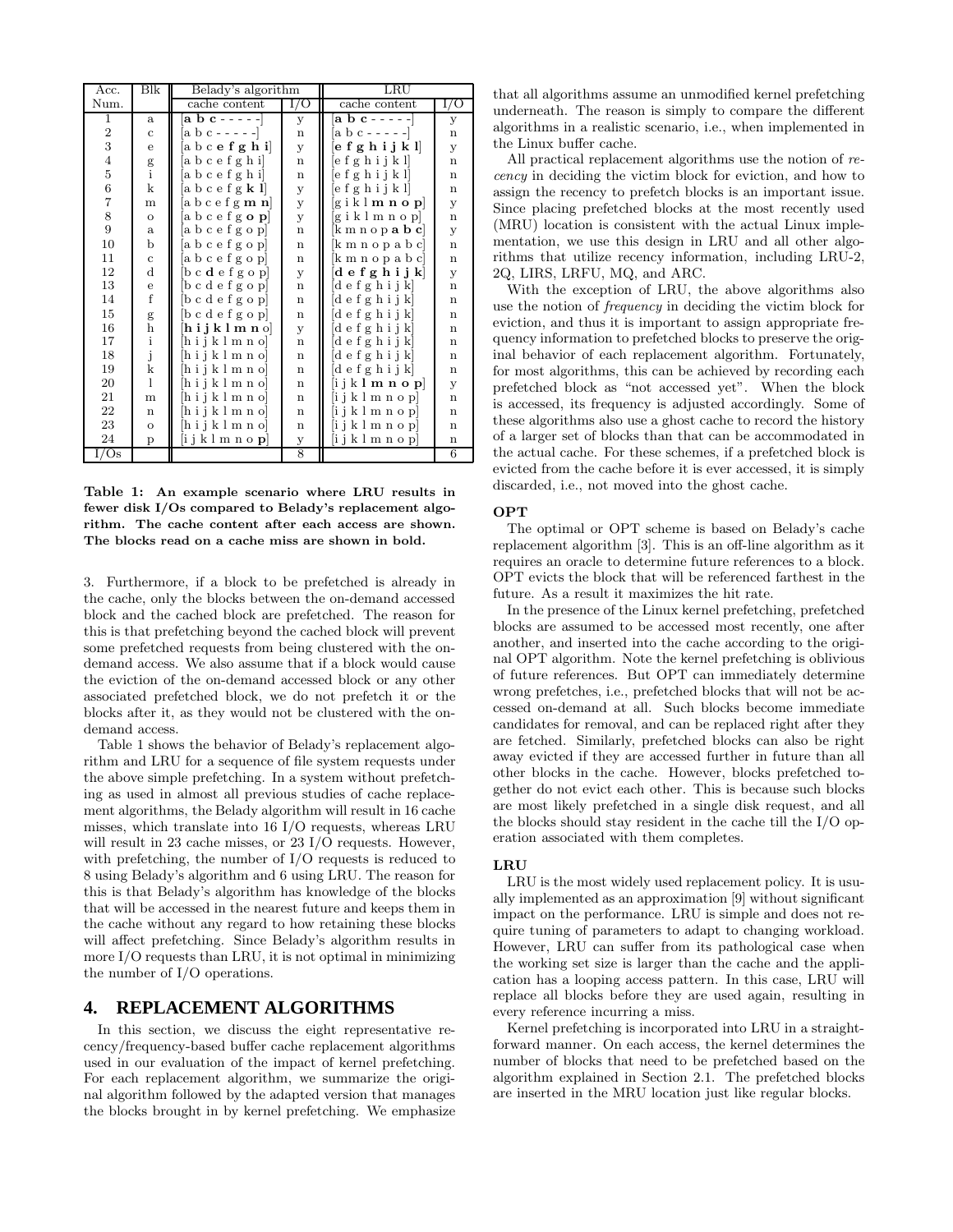| Acc. Num. | Blk | Belady's algorithm cache content | I/O | LRU cache content | I/O |
|---|---|---|---|---|---|
| 1 | a | [**a b c** - - - - -] | y | [**a b c** - - - - -] | y |
| 2 | c | [a b c - - - - -] | n | [a b c - - - - -] | n |
| 3 | e | [a b c **e f g h i**] | y | [**e f g h i j k l**] | y |
| 4 | g | [a b c e f g h i] | n | [e f g h i j k l] | n |
| 5 | i | [a b c e f g h i] | n | [e f g h i j k l] | n |
| 6 | k | [a b c e f g **k l**] | y | [e f g h i j k l] | n |
| 7 | m | [a b c e f g **m n**] | y | [g i k l **m n o p**] | y |
| 8 | o | [a b c e f g **o p**] | y | [g i k l m n o p] | n |
| 9 | a | [a b c e f g o p] | n | [k m n o p **a b c**] | y |
| 10 | b | [a b c e f g o p] | n | [k m n o p a b c] | n |
| 11 | c | [a b c e f g o p] | n | [k m n o p a b c] | n |
| 12 | d | [b c **d** e f g o p] | y | [**d e f g h i j k**] | y |
| 13 | e | [b c d e f g o p] | n | [d e f g h i j k] | n |
| 14 | f | [b c d e f g o p] | n | [d e f g h i j k] | n |
| 15 | g | [b c d e f g o p] | n | [d e f g h i j k] | n |
| 16 | h | [**h i j k l m n** o] | y | [d e f g h i j k] | n |
| 17 | i | [h i j k l m n o] | n | [d e f g h i j k] | n |
| 18 | j | [h i j k l m n o] | n | [d e f g h i j k] | n |
| 19 | k | [h i j k l m n o] | n | [d e f g h i j k] | n |
| 20 | l | [h i j k l m n o] | n | [i j k **l m n o p**] | y |
| 21 | m | [h i j k l m n o] | n | [i j k l m n o p] | n |
| 22 | n | [h i j k l m n o] | n | [i j k l m n o p] | n |
| 23 | o | [h i j k l m n o] | n | [i j k l m n o p] | n |
| 24 | p | [i j k l m n o **p**] | y | [i j k l m n o p] | n |
| I/Os | | | 8 | | 6 |

**Table 1: An example scenario where LRU results in fewer disk I/Os compared to Belady's replacement algorithm. The cache content after each access are shown. The blocks read on a cache miss are shown in bold.**

3. Furthermore, if a block to be prefetched is already in the cache, only the blocks between the on-demand accessed block and the cached block are prefetched. The reason for this is that prefetching beyond the cached block will prevent some prefetched requests from being clustered with the on-demand access. We also assume that if a block would cause the eviction of the on-demand accessed block or any other associated prefetched block, we do not prefetch it or the blocks after it, as they would not be clustered with the on-demand access.

Table 1 shows the behavior of Belady's replacement algorithm and LRU for a sequence of file system requests under the above simple prefetching. In a system without prefetching as used in almost all previous studies of cache replacement algorithms, the Belady algorithm will result in 16 cache misses, which translate into 16 I/O requests, whereas LRU will result in 23 cache misses, or 23 I/O requests. However, with prefetching, the number of I/O requests is reduced to 8 using Belady's algorithm and 6 using LRU. The reason for this is that Belady's algorithm has knowledge of the blocks that will be accessed in the nearest future and keeps them in the cache without any regard to how retaining these blocks will affect prefetching. Since Belady's algorithm results in more I/O requests than LRU, it is not optimal in minimizing the number of I/O operations.

# 4. REPLACEMENT ALGORITHMS

In this section, we discuss the eight representative recency/frequency-based buffer cache replacement algorithms used in our evaluation of the impact of kernel prefetching. For each replacement algorithm, we summarize the original algorithm followed by the adapted version that manages the blocks brought in by kernel prefetching. We emphasize that all algorithms assume an unmodified kernel prefetching underneath. The reason is simply to compare the different algorithms in a realistic scenario, i.e., when implemented in the Linux buffer cache.

All practical replacement algorithms use the notion of *recency* in deciding the victim block for eviction, and how to assign the recency to prefetch blocks is an important issue. Since placing prefetched blocks at the most recently used (MRU) location is consistent with the actual Linux implementation, we use this design in LRU and all other algorithms that utilize recency information, including LRU-2, 2Q, LIRS, LRFU, MQ, and ARC.

With the exception of LRU, the above algorithms also use the notion of *frequency* in deciding the victim block for eviction, and thus it is important to assign appropriate frequency information to prefetched blocks to preserve the original behavior of each replacement algorithm. Fortunately, for most algorithms, this can be achieved by recording each prefetched block as "not accessed yet". When the block is accessed, its frequency is adjusted accordingly. Some of these algorithms also use a ghost cache to record the history of a larger set of blocks than that can be accommodated in the actual cache. For these schemes, if a prefetched block is evicted from the cache before it is ever accessed, it is simply discarded, i.e., not moved into the ghost cache.

### OPT

The optimal or OPT scheme is based on Belady's cache replacement algorithm [3]. This is an off-line algorithm as it requires an oracle to determine future references to a block. OPT evicts the block that will be referenced farthest in the future. As a result it maximizes the hit rate.

In the presence of the Linux kernel prefetching, prefetched blocks are assumed to be accessed most recently, one after another, and inserted into the cache according to the original OPT algorithm. Note the kernel prefetching is oblivious of future references. But OPT can immediately determine wrong prefetches, i.e., prefetched blocks that will not be accessed on-demand at all. Such blocks become immediate candidates for removal, and can be replaced right after they are fetched. Similarly, prefetched blocks can also be right away evicted if they are accessed further in future than all other blocks in the cache. However, blocks prefetched together do not evict each other. This is because such blocks are most likely prefetched in a single disk request, and all the blocks should stay resident in the cache till the I/O operation associated with them completes.

### LRU

LRU is the most widely used replacement policy. It is usually implemented as an approximation [9] without significant impact on the performance. LRU is simple and does not require tuning of parameters to adapt to changing workload. However, LRU can suffer from its pathological case when the working set size is larger than the cache and the application has a looping access pattern. In this case, LRU will replace all blocks before they are used again, resulting in every reference incurring a miss.

Kernel prefetching is incorporated into LRU in a straightforward manner. On each access, the kernel determines the number of blocks that need to be prefetched based on the algorithm explained in Section 2.1. The prefetched blocks are inserted in the MRU location just like regular blocks.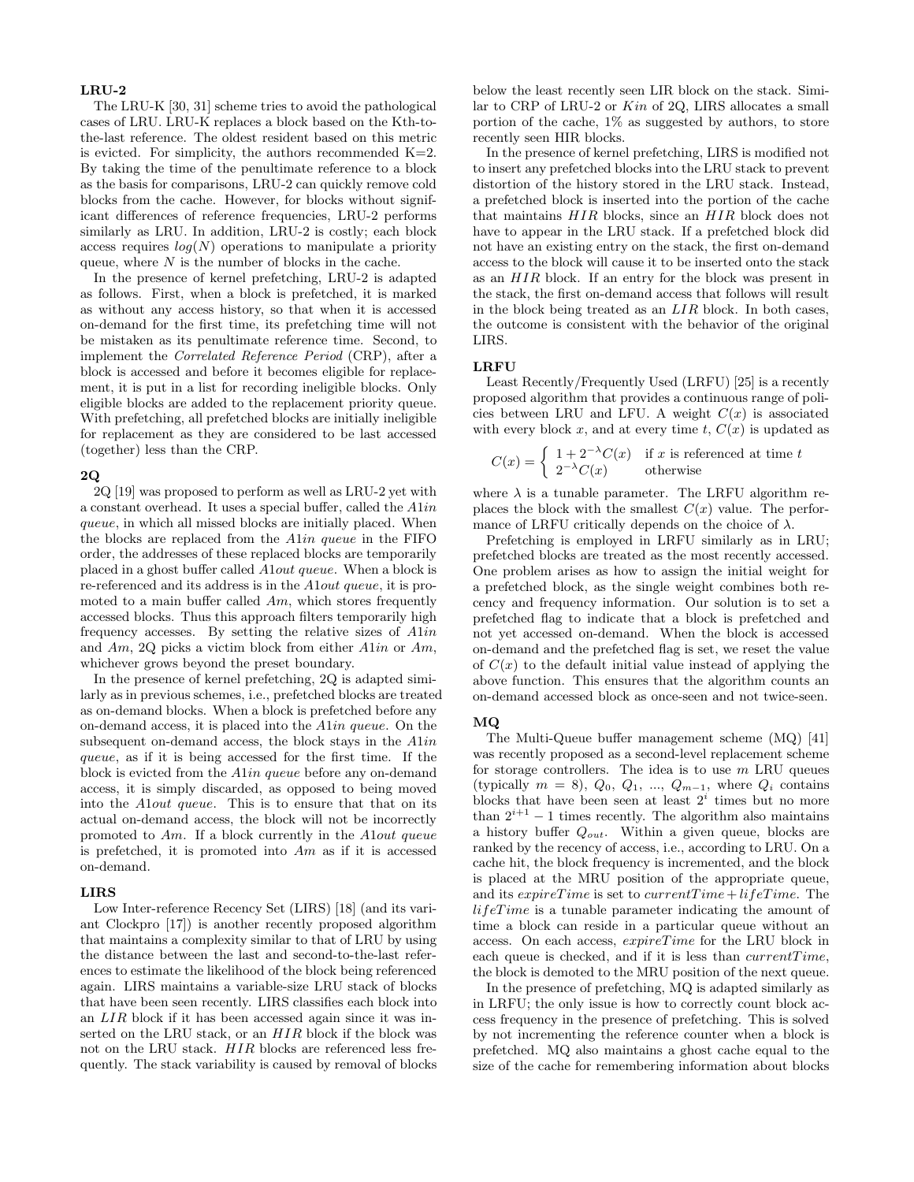**LRU-2**

The LRU-K [30, 31] scheme tries to avoid the pathological cases of LRU. LRU-K replaces a block based on the Kth-to-the-last reference. The oldest resident based on this metric is evicted. For simplicity, the authors recommended K=2. By taking the time of the penultimate reference to a block as the basis for comparisons, LRU-2 can quickly remove cold blocks from the cache. However, for blocks without significant differences of reference frequencies, LRU-2 performs similarly as LRU. In addition, LRU-2 is costly; each block access requires $log(N)$ operations to manipulate a priority queue, where $N$ is the number of blocks in the cache.

In the presence of kernel prefetching, LRU-2 is adapted as follows. First, when a block is prefetched, it is marked as without any access history, so that when it is accessed on-demand for the first time, its prefetching time will not be mistaken as its penultimate reference time. Second, to implement the *Correlated Reference Period* (CRP), after a block is accessed and before it becomes eligible for replacement, it is put in a list for recording ineligible blocks. Only eligible blocks are added to the replacement priority queue. With prefetching, all prefetched blocks are initially ineligible for replacement as they are considered to be last accessed (together) less than the CRP.

**2Q**

2Q [19] was proposed to perform as well as LRU-2 yet with a constant overhead. It uses a special buffer, called the *A*1*in queue*, in which all missed blocks are initially placed. When the blocks are replaced from the *A*1*in queue* in the FIFO order, the addresses of these replaced blocks are temporarily placed in a ghost buffer called *A*1*out queue*. When a block is re-referenced and its address is in the *A*1*out queue*, it is promoted to a main buffer called *Am*, which stores frequently accessed blocks. Thus this approach filters temporarily high frequency accesses. By setting the relative sizes of *A*1*in* and *Am*, 2Q picks a victim block from either *A*1*in* or *Am*, whichever grows beyond the preset boundary.

In the presence of kernel prefetching, 2Q is adapted similarly as in previous schemes, i.e., prefetched blocks are treated as on-demand blocks. When a block is prefetched before any on-demand access, it is placed into the *A*1*in queue*. On the subsequent on-demand access, the block stays in the *A*1*in queue*, as if it is being accessed for the first time. If the block is evicted from the *A*1*in queue* before any on-demand access, it is simply discarded, as opposed to being moved into the *A*1*out queue*. This is to ensure that that on its actual on-demand access, the block will not be incorrectly promoted to *Am*. If a block currently in the *A*1*out queue* is prefetched, it is promoted into *Am* as if it is accessed on-demand.

**LIRS**

Low Inter-reference Recency Set (LIRS) [18] (and its variant Clockpro [17]) is another recently proposed algorithm that maintains a complexity similar to that of LRU by using the distance between the last and second-to-the-last references to estimate the likelihood of the block being referenced again. LIRS maintains a variable-size LRU stack of blocks that have been seen recently. LIRS classifies each block into an $LIR$ block if it has been accessed again since it was inserted on the LRU stack, or an $HIR$ block if the block was not on the LRU stack. $HIR$ blocks are referenced less frequently. The stack variability is caused by removal of blocks below the least recently seen LIR block on the stack. Similar to CRP of LRU-2 or $Kin$ of 2Q, LIRS allocates a small portion of the cache, 1% as suggested by authors, to store recently seen HIR blocks.

In the presence of kernel prefetching, LIRS is modified not to insert any prefetched blocks into the LRU stack to prevent distortion of the history stored in the LRU stack. Instead, a prefetched block is inserted into the portion of the cache that maintains $HIR$ blocks, since an $HIR$ block does not have to appear in the LRU stack. If a prefetched block did not have an existing entry on the stack, the first on-demand access to the block will cause it to be inserted onto the stack as an $HIR$ block. If an entry for the block was present in the stack, the first on-demand access that follows will result in the block being treated as an $LIR$ block. In both cases, the outcome is consistent with the behavior of the original LIRS.

**LRFU**

Least Recently/Frequently Used (LRFU) [25] is a recently proposed algorithm that provides a continuous range of policies between LRU and LFU. A weight $C(x)$ is associated with every block $x$, and at every time $t$, $C(x)$ is updated as

$$C(x) = \begin{cases} 1 + 2^{-\lambda}C(x) & \text{if } x \text{ is referenced at time } t \\ 2^{-\lambda}C(x) & \text{otherwise} \end{cases}$$

where $\lambda$ is a tunable parameter. The LRFU algorithm replaces the block with the smallest $C(x)$ value. The performance of LRFU critically depends on the choice of $\lambda$.

Prefetching is employed in LRFU similarly as in LRU; prefetched blocks are treated as the most recently accessed. One problem arises as how to assign the initial weight for a prefetched block, as the single weight combines both recency and frequency information. Our solution is to set a prefetched flag to indicate that a block is prefetched and not yet accessed on-demand. When the block is accessed on-demand and the prefetched flag is set, we reset the value of $C(x)$ to the default initial value instead of applying the above function. This ensures that the algorithm counts an on-demand accessed block as once-seen and not twice-seen.

**MQ**

The Multi-Queue buffer management scheme (MQ) [41] was recently proposed as a second-level replacement scheme for storage controllers. The idea is to use $m$ LRU queues (typically $m = 8$), $Q_0$, $Q_1$, ..., $Q_{m-1}$, where $Q_i$ contains blocks that have been seen at least $2^i$ times but no more than $2^{i+1} - 1$ times recently. The algorithm also maintains a history buffer $Q_{out}$. Within a given queue, blocks are ranked by the recency of access, i.e., according to LRU. On a cache hit, the block frequency is incremented, and the block is placed at the MRU position of the appropriate queue, and its $expireTime$ is set to $currentTime + lifeTime$. The $lifeTime$ is a tunable parameter indicating the amount of time a block can reside in a particular queue without an access. On each access, $expireTime$ for the LRU block in each queue is checked, and if it is less than $currentTime$, the block is demoted to the MRU position of the next queue.

In the presence of prefetching, MQ is adapted similarly as in LRFU; the only issue is how to correctly count block access frequency in the presence of prefetching. This is solved by not incrementing the reference counter when a block is prefetched. MQ also maintains a ghost cache equal to the size of the cache for remembering information about blocks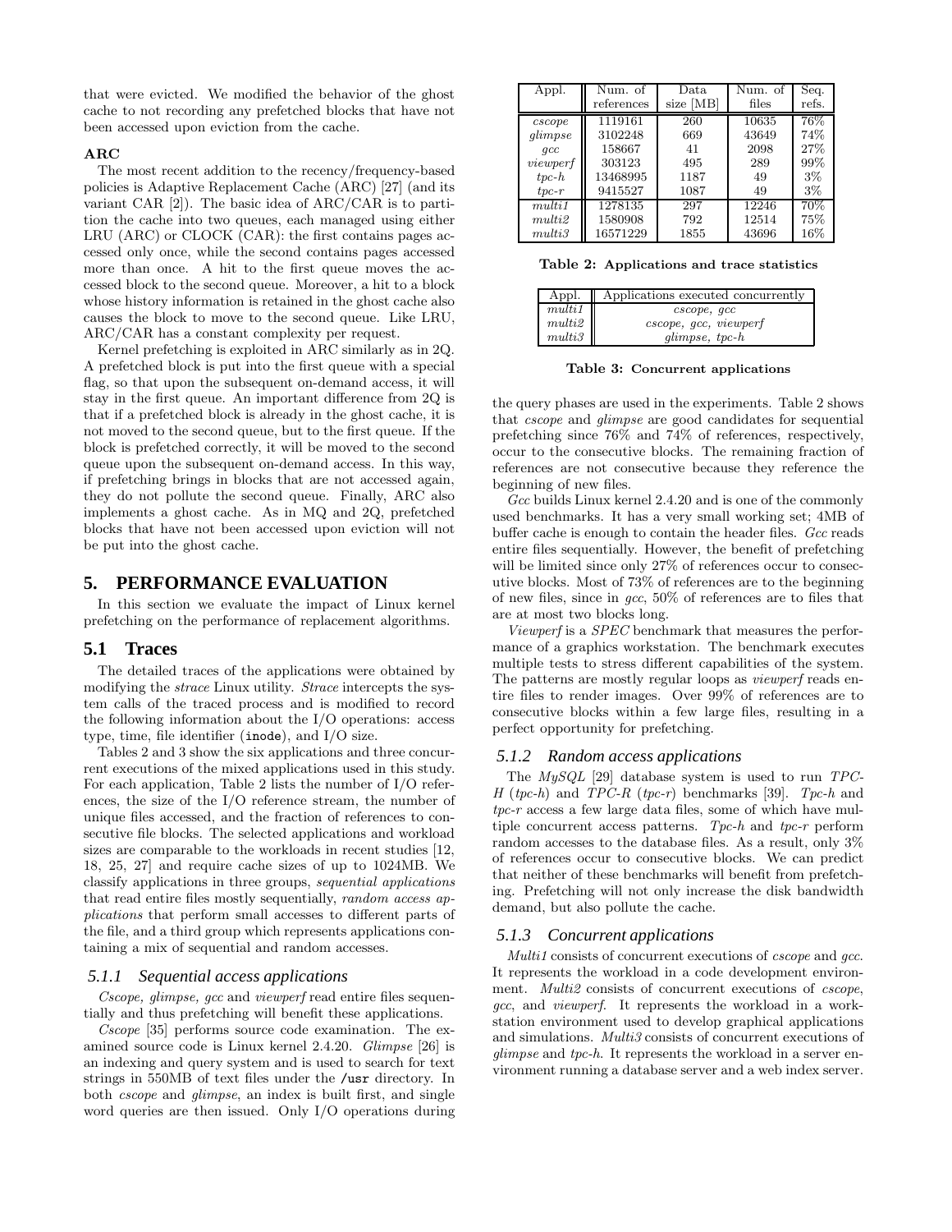that were evicted. We modified the behavior of the ghost cache to not recording any prefetched blocks that have not been accessed upon eviction from the cache.

**ARC**

The most recent addition to the recency/frequency-based policies is Adaptive Replacement Cache (ARC) [27] (and its variant CAR [2]). The basic idea of ARC/CAR is to partition the cache into two queues, each managed using either LRU (ARC) or CLOCK (CAR): the first contains pages accessed only once, while the second contains pages accessed more than once. A hit to the first queue moves the accessed block to the second queue. Moreover, a hit to a block whose history information is retained in the ghost cache also causes the block to move to the second queue. Like LRU, ARC/CAR has a constant complexity per request.

Kernel prefetching is exploited in ARC similarly as in 2Q. A prefetched block is put into the first queue with a special flag, so that upon the subsequent on-demand access, it will stay in the first queue. An important difference from 2Q is that if a prefetched block is already in the ghost cache, it is not moved to the second queue, but to the first queue. If the block is prefetched correctly, it will be moved to the second queue upon the subsequent on-demand access. In this way, if prefetching brings in blocks that are not accessed again, they do not pollute the second queue. Finally, ARC also implements a ghost cache. As in MQ and 2Q, prefetched blocks that have not been accessed upon eviction will not be put into the ghost cache.

## 5. PERFORMANCE EVALUATION

In this section we evaluate the impact of Linux kernel prefetching on the performance of replacement algorithms.

### 5.1 Traces

The detailed traces of the applications were obtained by modifying the *strace* Linux utility. *Strace* intercepts the system calls of the traced process and is modified to record the following information about the I/O operations: access type, time, file identifier (`inode`), and I/O size.

Tables 2 and 3 show the six applications and three concurrent executions of the mixed applications used in this study. For each application, Table 2 lists the number of I/O references, the size of the I/O reference stream, the number of unique files accessed, and the fraction of references to consecutive file blocks. The selected applications and workload sizes are comparable to the workloads in recent studies [12, 18, 25, 27] and require cache sizes of up to 1024MB. We classify applications in three groups, *sequential applications* that read entire files mostly sequentially, *random access applications* that perform small accesses to different parts of the file, and a third group which represents applications containing a mix of sequential and random accesses.

#### 5.1.1 Sequential access applications

*Cscope, glimpse, gcc* and *viewperf* read entire files sequentially and thus prefetching will benefit these applications.

*Cscope* [35] performs source code examination. The examined source code is Linux kernel 2.4.20. *Glimpse* [26] is an indexing and query system and is used to search for text strings in 550MB of text files under the `/usr` directory. In both *cscope* and *glimpse*, an index is built first, and single word queries are then issued. Only I/O operations during the query phases are used in the experiments. Table 2 shows that *cscope* and *glimpse* are good candidates for sequential prefetching since 76% and 74% of references, respectively, occur to the consecutive blocks. The remaining fraction of references are not consecutive because they reference the beginning of new files.

| Appl. | Num. of references | Data size [MB] | Num. of files | Seq. refs. |
|---|---|---|---|---|
| *cscope* | 1119161 | 260 | 10635 | 76% |
| *glimpse* | 3102248 | 669 | 43649 | 74% |
| *gcc* | 158667 | 41 | 2098 | 27% |
| *viewperf* | 303123 | 495 | 289 | 99% |
| *tpc-h* | 13468995 | 1187 | 49 | 3% |
| *tpc-r* | 9415527 | 1087 | 49 | 3% |
| *multi1* | 1278135 | 297 | 12246 | 70% |
| *multi2* | 1580908 | 792 | 12514 | 75% |
| *multi3* | 16571229 | 1855 | 43696 | 16% |

**Table 2: Applications and trace statistics**

| Appl. | Applications executed concurrently |
|---|---|
| *multi1* | *cscope, gcc* |
| *multi2* | *cscope, gcc, viewperf* |
| *multi3* | *glimpse, tpc-h* |

**Table 3: Concurrent applications**

*Gcc* builds Linux kernel 2.4.20 and is one of the commonly used benchmarks. It has a very small working set; 4MB of buffer cache is enough to contain the header files. *Gcc* reads entire files sequentially. However, the benefit of prefetching will be limited since only 27% of references occur to consecutive blocks. Most of 73% of references are to the beginning of new files, since in *gcc*, 50% of references are to files that are at most two blocks long.

*Viewperf* is a *SPEC* benchmark that measures the performance of a graphics workstation. The benchmark executes multiple tests to stress different capabilities of the system. The patterns are mostly regular loops as *viewperf* reads entire files to render images. Over 99% of references are to consecutive blocks within a few large files, resulting in a perfect opportunity for prefetching.

#### 5.1.2 Random access applications

The *MySQL* [29] database system is used to run *TPC-H* (*tpc-h*) and *TPC-R* (*tpc-r*) benchmarks [39]. *Tpc-h* and *tpc-r* access a few large data files, some of which have multiple concurrent access patterns. *Tpc-h* and *tpc-r* perform random accesses to the database files. As a result, only 3% of references occur to consecutive blocks. We can predict that neither of these benchmarks will benefit from prefetching. Prefetching will not only increase the disk bandwidth demand, but also pollute the cache.

#### 5.1.3 Concurrent applications

*Multi1* consists of concurrent executions of *cscope* and *gcc*. It represents the workload in a code development environment. *Multi2* consists of concurrent executions of *cscope*, *gcc*, and *viewperf*. It represents the workload in a workstation environment used to develop graphical applications and simulations. *Multi3* consists of concurrent executions of *glimpse* and *tpc-h*. It represents the workload in a server environment running a database server and a web index server.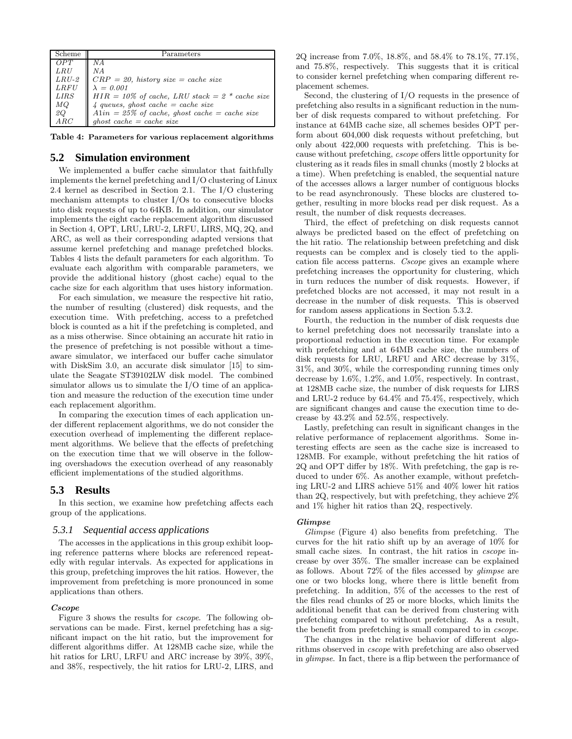| Scheme | Parameters |
|---|---|
| *OPT* | *NA* |
| *LRU* | *NA* |
| *LRU-2* | *CRP = 20, history size = cache size* |
| *LRFU* | $\lambda$ *= 0.001* |
| *LIRS* | *HIR = 10% of cache, LRU stack = 2 * cache size* |
| *MQ* | *4 queues, ghost cache = cache size* |
| *2Q* | *A1in = 25% of cache, ghost cache = cache size* |
| *ARC* | *ghost cache = cache size* |

**Table 4: Parameters for various replacement algorithms**

## 5.2 Simulation environment

We implemented a buffer cache simulator that faithfully implements the kernel prefetching and I/O clustering of Linux 2.4 kernel as described in Section 2.1. The I/O clustering mechanism attempts to cluster I/Os to consecutive blocks into disk requests of up to 64KB. In addition, our simulator implements the eight cache replacement algorithm discussed in Section 4, OPT, LRU, LRU-2, LRFU, LIRS, MQ, 2Q, and ARC, as well as their corresponding adapted versions that assume kernel prefetching and manage prefetched blocks. Tables 4 lists the default parameters for each algorithm. To evaluate each algorithm with comparable parameters, we provide the additional history (ghost cache) equal to the cache size for each algorithm that uses history information.

For each simulation, we measure the respective hit ratio, the number of resulting (clustered) disk requests, and the execution time. With prefetching, access to a prefetched block is counted as a hit if the prefetching is completed, and as a miss otherwise. Since obtaining an accurate hit ratio in the presence of prefetching is not possible without a time-aware simulator, we interfaced our buffer cache simulator with DiskSim 3.0, an accurate disk simulator [15] to simulate the Seagate ST39102LW disk model. The combined simulator allows us to simulate the I/O time of an application and measure the reduction of the execution time under each replacement algorithm.

In comparing the execution times of each application under different replacement algorithms, we do not consider the execution overhead of implementing the different replacement algorithms. We believe that the effects of prefetching on the execution time that we will observe in the following overshadows the execution overhead of any reasonably efficient implementations of the studied algorithms.

## 5.3 Results

In this section, we examine how prefetching affects each group of the applications.

### 5.3.1 Sequential access applications

The accesses in the applications in this group exhibit looping reference patterns where blocks are referenced repeatedly with regular intervals. As expected for applications in this group, prefetching improves the hit ratios. However, the improvement from prefetching is more pronounced in some applications than others.

#### *Cscope*

Figure 3 shows the results for *cscope*. The following observations can be made. First, kernel prefetching has a significant impact on the hit ratio, but the improvement for different algorithms differ. At 128MB cache size, while the hit ratios for LRU, LRFU and ARC increase by 39%, 39%, and 38%, respectively, the hit ratios for LRU-2, LIRS, and 2Q increase from 7.0%, 18.8%, and 58.4% to 78.1%, 77.1%, and 75.8%, respectively. This suggests that it is critical to consider kernel prefetching when comparing different replacement schemes.

Second, the clustering of I/O requests in the presence of prefetching also results in a significant reduction in the number of disk requests compared to without prefetching. For instance at 64MB cache size, all schemes besides OPT perform about 604,000 disk requests without prefetching, but only about 422,000 requests with prefetching. This is because without prefetching, *cscope* offers little opportunity for clustering as it reads files in small chunks (mostly 2 blocks at a time). When prefetching is enabled, the sequential nature of the accesses allows a larger number of contiguous blocks to be read asynchronously. These blocks are clustered together, resulting in more blocks read per disk request. As a result, the number of disk requests decreases.

Third, the effect of prefetching on disk requests cannot always be predicted based on the effect of prefetching on the hit ratio. The relationship between prefetching and disk requests can be complex and is closely tied to the application file access patterns. *Cscope* gives an example where prefetching increases the opportunity for clustering, which in turn reduces the number of disk requests. However, if prefetched blocks are not accessed, it may not result in a decrease in the number of disk requests. This is observed for random assess applications in Section 5.3.2.

Fourth, the reduction in the number of disk requests due to kernel prefetching does not necessarily translate into a proportional reduction in the execution time. For example with prefetching and at 64MB cache size, the numbers of disk requests for LRU, LRFU and ARC decrease by 31%, 31%, and 30%, while the corresponding running times only decrease by 1.6%, 1.2%, and 1.0%, respectively. In contrast, at 128MB cache size, the number of disk requests for LIRS and LRU-2 reduce by 64.4% and 75.4%, respectively, which are significant changes and cause the execution time to decrease by 43.2% and 52.5%, respectively.

Lastly, prefetching can result in significant changes in the relative performance of replacement algorithms. Some interesting effects are seen as the cache size is increased to 128MB. For example, without prefetching the hit ratios of 2Q and OPT differ by 18%. With prefetching, the gap is reduced to under 6%. As another example, without prefetching LRU-2 and LIRS achieve 51% and 40% lower hit ratios than 2Q, respectively, but with prefetching, they achieve 2% and 1% higher hit ratios than 2Q, respectively.

#### *Glimpse*

*Glimpse* (Figure 4) also benefits from prefetching. The curves for the hit ratio shift up by an average of 10% for small cache sizes. In contrast, the hit ratios in *cscope* increase by over 35%. The smaller increase can be explained as follows. About 72% of the files accessed by *glimpse* are one or two blocks long, where there is little benefit from prefetching. In addition, 5% of the accesses to the rest of the files read chunks of 25 or more blocks, which limits the additional benefit that can be derived from clustering with prefetching compared to without prefetching. As a result, the benefit from prefetching is small compared to in *cscope*.

The changes in the relative behavior of different algorithms observed in *cscope* with prefetching are also observed in *glimpse*. In fact, there is a flip between the performance of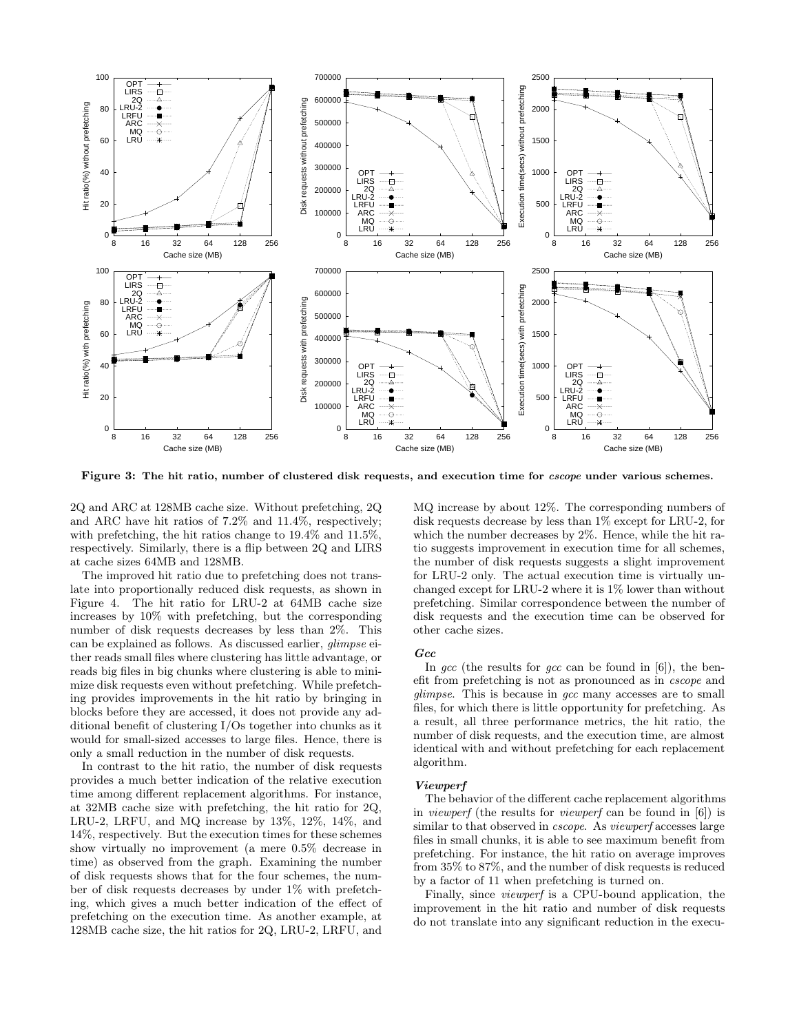**Figure 3: The hit ratio, number of clustered disk requests, and execution time for *cscope* under various schemes.**

2Q and ARC at 128MB cache size. Without prefetching, 2Q and ARC have hit ratios of 7.2% and 11.4%, respectively; with prefetching, the hit ratios change to 19.4% and 11.5%, respectively. Similarly, there is a flip between 2Q and LIRS at cache sizes 64MB and 128MB.

The improved hit ratio due to prefetching does not translate into proportionally reduced disk requests, as shown in Figure 4. The hit ratio for LRU-2 at 64MB cache size increases by 10% with prefetching, but the corresponding number of disk requests decreases by less than 2%. This can be explained as follows. As discussed earlier, *glimpse* either reads small files where clustering has little advantage, or reads big files in big chunks where clustering is able to minimize disk requests even without prefetching. While prefetching provides improvements in the hit ratio by bringing in blocks before they are accessed, it does not provide any additional benefit of clustering I/Os together into chunks as it would for small-sized accesses to large files. Hence, there is only a small reduction in the number of disk requests.

In contrast to the hit ratio, the number of disk requests provides a much better indication of the relative execution time among different replacement algorithms. For instance, at 32MB cache size with prefetching, the hit ratio for 2Q, LRU-2, LRFU, and MQ increase by 13%, 12%, 14%, and 14%, respectively. But the execution times for these schemes show virtually no improvement (a mere 0.5% decrease in time) as observed from the graph. Examining the number of disk requests shows that for the four schemes, the number of disk requests decreases by under 1% with prefetching, which gives a much better indication of the effect of prefetching on the execution time. As another example, at 128MB cache size, the hit ratios for 2Q, LRU-2, LRFU, and MQ increase by about 12%. The corresponding numbers of disk requests decrease by less than 1% except for LRU-2, for which the number decreases by 2%. Hence, while the hit ratio suggests improvement in execution time for all schemes, the number of disk requests suggests a slight improvement for LRU-2 only. The actual execution time is virtually unchanged except for LRU-2 where it is 1% lower than without prefetching. Similar correspondence between the number of disk requests and the execution time can be observed for other cache sizes.

#### *Gcc*

In *gcc* (the results for *gcc* can be found in [6]), the benefit from prefetching is not as pronounced as in *cscope* and *glimpse*. This is because in *gcc* many accesses are to small files, for which there is little opportunity for prefetching. As a result, all three performance metrics, the hit ratio, the number of disk requests, and the execution time, are almost identical with and without prefetching for each replacement algorithm.

#### *Viewperf*

The behavior of the different cache replacement algorithms in *viewperf* (the results for *viewperf* can be found in [6]) is similar to that observed in *cscope*. As *viewperf* accesses large files in small chunks, it is able to see maximum benefit from prefetching. For instance, the hit ratio on average improves from 35% to 87%, and the number of disk requests is reduced by a factor of 11 when prefetching is turned on.

Finally, since *viewperf* is a CPU-bound application, the improvement in the hit ratio and number of disk requests do not translate into any significant reduction in the execu-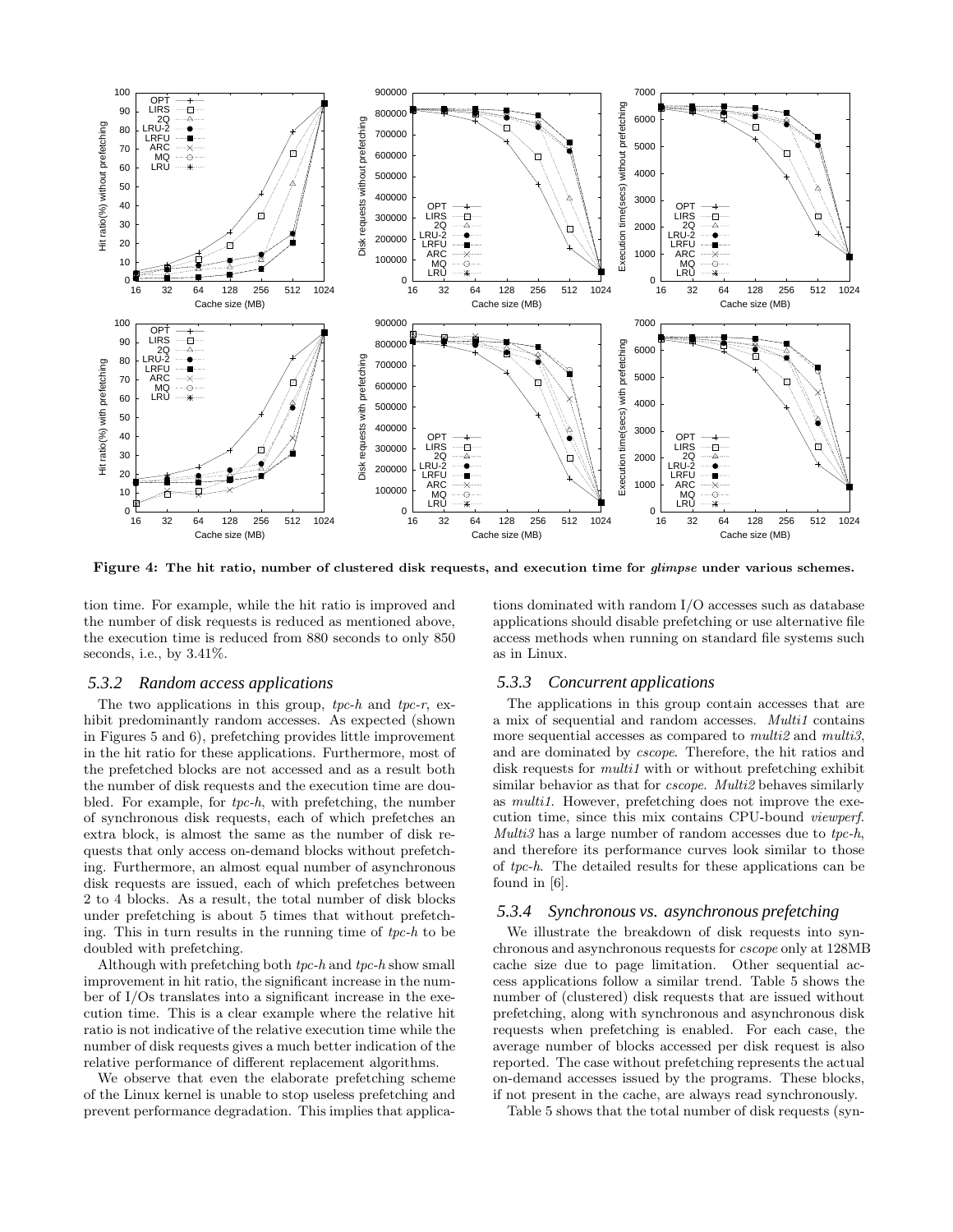**Figure 4: The hit ratio, number of clustered disk requests, and execution time for *glimpse* under various schemes.**

tion time. For example, while the hit ratio is improved and the number of disk requests is reduced as mentioned above, the execution time is reduced from 880 seconds to only 850 seconds, i.e., by 3.41%.

### 5.3.2 Random access applications

The two applications in this group, *tpc-h* and *tpc-r*, exhibit predominantly random accesses. As expected (shown in Figures 5 and 6), prefetching provides little improvement in the hit ratio for these applications. Furthermore, most of the prefetched blocks are not accessed and as a result both the number of disk requests and the execution time are doubled. For example, for *tpc-h*, with prefetching, the number of synchronous disk requests, each of which prefetches an extra block, is almost the same as the number of disk requests that only access on-demand blocks without prefetching. Furthermore, an almost equal number of asynchronous disk requests are issued, each of which prefetches between 2 to 4 blocks. As a result, the total number of disk blocks under prefetching is about 5 times that without prefetching. This in turn results in the running time of *tpc-h* to be doubled with prefetching.

Although with prefetching both *tpc-h* and *tpc-h* show small improvement in hit ratio, the significant increase in the number of I/Os translates into a significant increase in the execution time. This is a clear example where the relative hit ratio is not indicative of the relative execution time while the number of disk requests gives a much better indication of the relative performance of different replacement algorithms.

We observe that even the elaborate prefetching scheme of the Linux kernel is unable to stop useless prefetching and prevent performance degradation. This implies that applications dominated with random I/O accesses such as database applications should disable prefetching or use alternative file access methods when running on standard file systems such as in Linux.

### 5.3.3 Concurrent applications

The applications in this group contain accesses that are a mix of sequential and random accesses. *Multi1* contains more sequential accesses as compared to *multi2* and *multi3*, and are dominated by *cscope*. Therefore, the hit ratios and disk requests for *multi1* with or without prefetching exhibit similar behavior as that for *cscope*. *Multi2* behaves similarly as *multi1*. However, prefetching does not improve the execution time, since this mix contains CPU-bound *viewperf*. *Multi3* has a large number of random accesses due to *tpc-h*, and therefore its performance curves look similar to those of *tpc-h*. The detailed results for these applications can be found in [6].

### 5.3.4 Synchronous vs. asynchronous prefetching

We illustrate the breakdown of disk requests into synchronous and asynchronous requests for *cscope* only at 128MB cache size due to page limitation. Other sequential access applications follow a similar trend. Table 5 shows the number of (clustered) disk requests that are issued without prefetching, along with synchronous and asynchronous disk requests when prefetching is enabled. For each case, the average number of blocks accessed per disk request is also reported. The case without prefetching represents the actual on-demand accesses issued by the programs. These blocks, if not present in the cache, are always read synchronously.

Table 5 shows that the total number of disk requests (syn-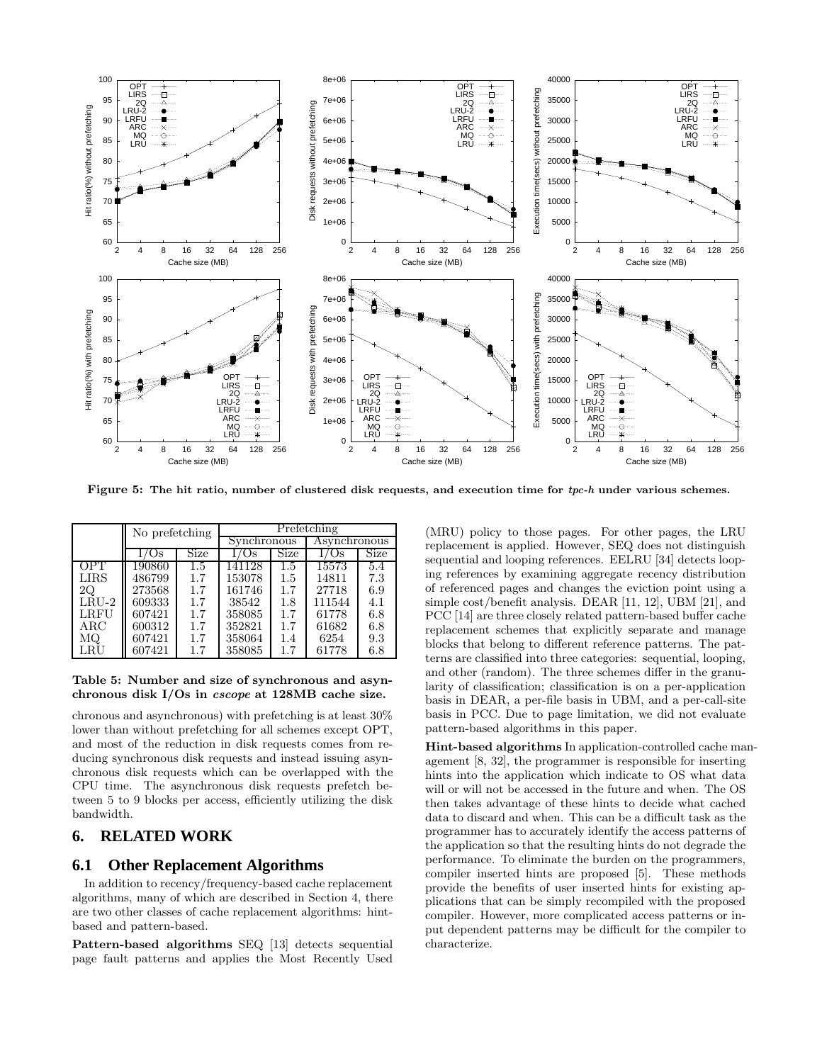Figure 5: The hit ratio, number of clustered disk requests, and execution time for *tpc-h* under various schemes.

| | No prefetching | | Prefetching | | | |
|---|---|---|---|---|---|---|
| | | | Synchronous | | Asynchronous | |
| | I/Os | Size | I/Os | Size | I/Os | Size |
| OPT | 190860 | 1.5 | 141128 | 1.5 | 15573 | 5.4 |
| LIRS | 486799 | 1.7 | 153078 | 1.5 | 14811 | 7.3 |
| 2Q | 273568 | 1.7 | 161746 | 1.7 | 27718 | 6.9 |
| LRU-2 | 609333 | 1.7 | 38542 | 1.8 | 111544 | 4.1 |
| LRFU | 607421 | 1.7 | 358085 | 1.7 | 61778 | 6.8 |
| ARC | 600312 | 1.7 | 352821 | 1.7 | 61682 | 6.8 |
| MQ | 607421 | 1.7 | 358064 | 1.4 | 6254 | 9.3 |
| LRU | 607421 | 1.7 | 358085 | 1.7 | 61778 | 6.8 |

**Table 5: Number and size of synchronous and asynchronous disk I/Os in *cscope* at 128MB cache size.**

chronous and asynchronous) with prefetching is at least 30% lower than without prefetching for all schemes except OPT, and most of the reduction in disk requests comes from reducing synchronous disk requests and instead issuing asynchronous disk requests which can be overlapped with the CPU time. The asynchronous disk requests prefetch between 5 to 9 blocks per access, efficiently utilizing the disk bandwidth.

## 6. RELATED WORK

### 6.1 Other Replacement Algorithms

In addition to recency/frequency-based cache replacement algorithms, many of which are described in Section 4, there are two other classes of cache replacement algorithms: hint-based and pattern-based.

**Pattern-based algorithms** SEQ [13] detects sequential page fault patterns and applies the Most Recently Used (MRU) policy to those pages. For other pages, the LRU replacement is applied. However, SEQ does not distinguish sequential and looping references. EELRU [34] detects looping references by examining aggregate recency distribution of referenced pages and changes the eviction point using a simple cost/benefit analysis. DEAR [11, 12], UBM [21], and PCC [14] are three closely related pattern-based buffer cache replacement schemes that explicitly separate and manage blocks that belong to different reference patterns. The patterns are classified into three categories: sequential, looping, and other (random). The three schemes differ in the granularity of classification; classification is on a per-application basis in DEAR, a per-file basis in UBM, and a per-call-site basis in PCC. Due to page limitation, we did not evaluate pattern-based algorithms in this paper.

**Hint-based algorithms** In application-controlled cache management [8, 32], the programmer is responsible for inserting hints into the application which indicate to OS what data will or will not be accessed in the future and when. The OS then takes advantage of these hints to decide what cached data to discard and when. This can be a difficult task as the programmer has to accurately identify the access patterns of the application so that the resulting hints do not degrade the performance. To eliminate the burden on the programmers, compiler inserted hints are proposed [5]. These methods provide the benefits of user inserted hints for existing applications that can be simply recompiled with the proposed compiler. However, more complicated access patterns or input dependent patterns may be difficult for the compiler to characterize.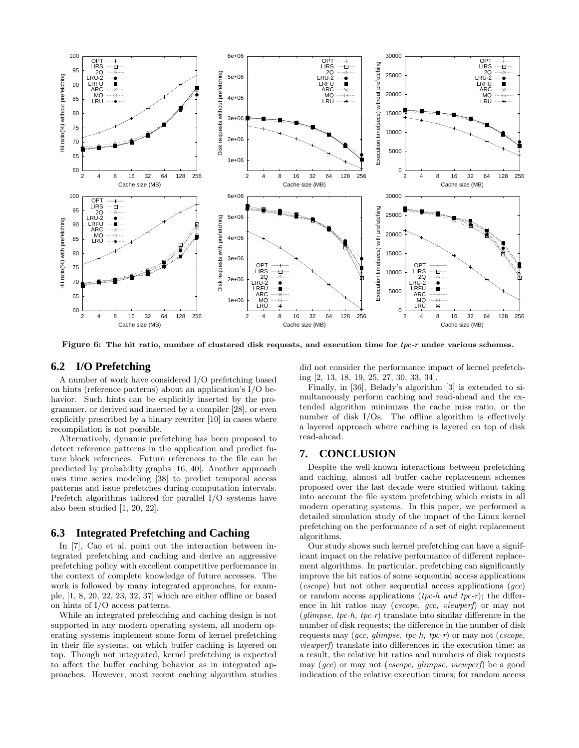OPT
LIRS
2Q
LRU-2
LRFU
ARC
MQ
LRU

Hit ratio(%) without prefetching
Cache size (MB)
2 4 8 16 32 64 128 256
60 65 70 75 80 85 90 95 100

Disk requests without prefetching
Cache size (MB)
2 4 8 16 32 64 128 256
1e+06 2e+06 3e+06 4e+06 5e+06 6e+06

Execution time(secs) without prefetching
Cache size (MB)
2 4 8 16 32 64 128 256
0 5000 10000 15000 20000 25000 30000

Hit ratio(%) with prefetching
Cache size (MB)
2 4 8 16 32 64 128 256
60 65 70 75 80 85 90 95 100

Disk requests with prefetching
Cache size (MB)
2 4 8 16 32 64 128 256
1e+06 2e+06 3e+06 4e+06 5e+06 6e+06

Execution time(secs) with prefetching
Cache size (MB)
2 4 8 16 32 64 128 256
0 5000 10000 15000 20000 25000 30000

**Figure 6: The hit ratio, number of clustered disk requests, and execution time for *tpc-r* under various schemes.**

## 6.2 I/O Prefetching

A number of work have considered I/O prefetching based on hints (reference patterns) about an application's I/O behavior. Such hints can be explicitly inserted by the programmer, or derived and inserted by a compiler [28], or even explicitly prescribed by a binary rewriter [10] in cases where recompilation is not possible.

Alternatively, dynamic prefetching has been proposed to detect reference patterns in the application and predict future block references. Future references to the file can be predicted by probability graphs [16, 40]. Another approach uses time series modeling [38] to predict temporal access patterns and issue prefetches during computation intervals. Prefetch algorithms tailored for parallel I/O systems have also been studied [1, 20, 22].

## 6.3 Integrated Prefetching and Caching

In [7], Cao et al. point out the interaction between integrated prefetching and caching and derive an aggressive prefetching policy with excellent competitive performance in the context of complete knowledge of future accesses. The work is followed by many integrated approaches, for example, [1, 8, 20, 22, 23, 32, 37] which are either offline or based on hints of I/O access patterns.

While an integrated prefetching and caching design is not supported in any modern operating system, all modern operating systems implement some form of kernel prefetching in their file systems, on which buffer caching is layered on top. Though not integrated, kernel prefetching is expected to affect the buffer caching behavior as in integrated approaches. However, most recent caching algorithm studies did not consider the performance impact of kernel prefetching [2, 13, 18, 19, 25, 27, 30, 33, 34].

Finally, in [36], Belady's algorithm [3] is extended to simultaneously perform caching and read-ahead and the extended algorithm minimizes the cache miss ratio, or the number of disk I/Os. The offline algorithm is effectively a layered approach where caching is layered on top of disk read-ahead.

## 7. CONCLUSION

Despite the well-known interactions between prefetching and caching, almost all buffer cache replacement schemes proposed over the last decade were studied without taking into account the file system prefetching which exists in all modern operating systems. In this paper, we performed a detailed simulation study of the impact of the Linux kernel prefetching on the performance of a set of eight replacement algorithms.

Our study shows such kernel prefetching can have a significant impact on the relative performance of different replacement algorithms. In particular, prefetching can significantly improve the hit ratios of some sequential access applications (*cscope*) but not other sequential access applications (*gcc*) or random access applications (*tpc-h and tpc-r*); the difference in hit ratios may (*cscope, gcc, viewperf*) or may not (*glimpse, tpc-h, tpc-r*) translate into similar difference in the number of disk requests; the difference in the number of disk requests may (*gcc, glimpse, tpc-h, tpc-r*) or may not (*cscope, viewperf*) translate into differences in the execution time; as a result, the relative hit ratios and numbers of disk requests may (*gcc*) or may not (*cscope, glimpse, viewperf*) be a good indication of the relative execution times; for random access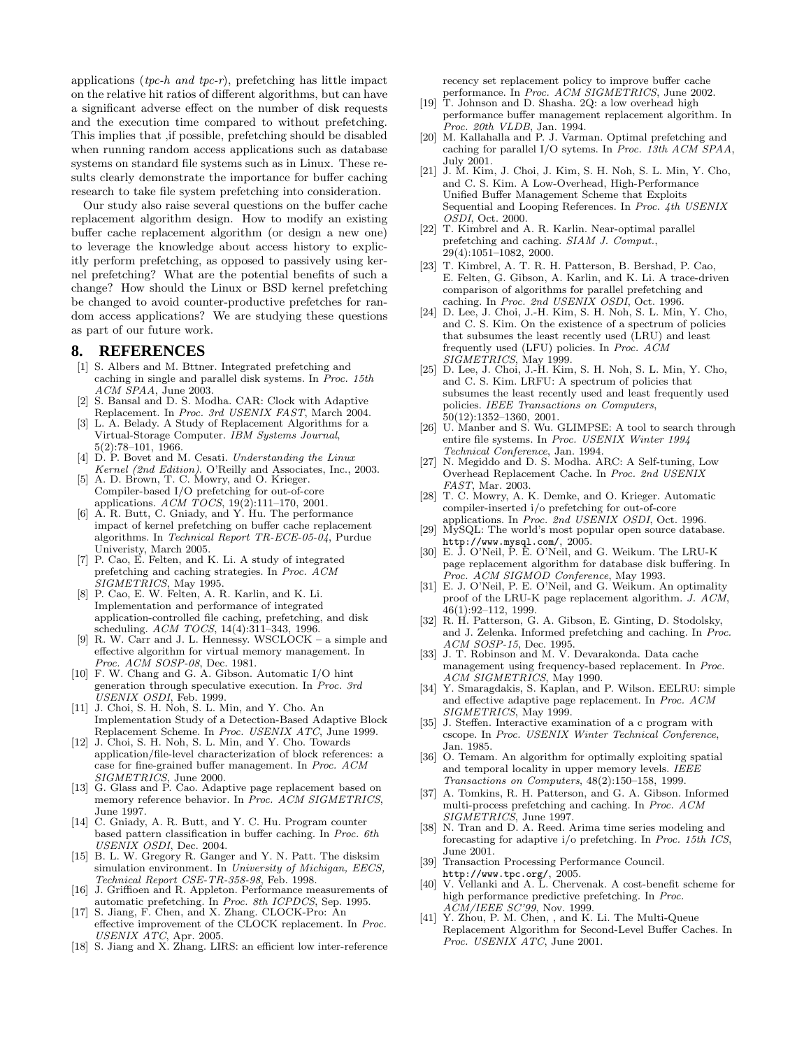applications (*tpc-h and tpc-r*), prefetching has little impact on the relative hit ratios of different algorithms, but can have a significant adverse effect on the number of disk requests and the execution time compared to without prefetching. This implies that ,if possible, prefetching should be disabled when running random access applications such as database systems on standard file systems such as in Linux. These results clearly demonstrate the importance for buffer caching research to take file system prefetching into consideration.

Our study also raise several questions on the buffer cache replacement algorithm design. How to modify an existing buffer cache replacement algorithm (or design a new one) to leverage the knowledge about access history to explicitly perform prefetching, as opposed to passively using kernel prefetching? What are the potential benefits of such a change? How should the Linux or BSD kernel prefetching be changed to avoid counter-productive prefetches for random access applications? We are studying these questions as part of our future work.

## 8. REFERENCES

[1] S. Albers and M. Bttner. Integrated prefetching and caching in single and parallel disk systems. In *Proc. 15th ACM SPAA*, June 2003.

[2] S. Bansal and D. S. Modha. CAR: Clock with Adaptive Replacement. In *Proc. 3rd USENIX FAST*, March 2004.

[3] L. A. Belady. A Study of Replacement Algorithms for a Virtual-Storage Computer. *IBM Systems Journal*, 5(2):78–101, 1966.

[4] D. P. Bovet and M. Cesati. *Understanding the Linux Kernel (2nd Edition)*. O'Reilly and Associates, Inc., 2003.

[5] A. D. Brown, T. C. Mowry, and O. Krieger. Compiler-based I/O prefetching for out-of-core applications. *ACM TOCS*, 19(2):111–170, 2001.

[6] A. R. Butt, C. Gniady, and Y. Hu. The performance impact of kernel prefetching on buffer cache replacement algorithms. In *Technical Report TR-ECE-05-04*, Purdue Univeristy, March 2005.

[7] P. Cao, E. Felten, and K. Li. A study of integrated prefetching and caching strategies. In *Proc. ACM SIGMETRICS*, May 1995.

[8] P. Cao, E. W. Felten, A. R. Karlin, and K. Li. Implementation and performance of integrated application-controlled file caching, prefetching, and disk scheduling. *ACM TOCS*, 14(4):311–343, 1996.

[9] R. W. Carr and J. L. Hennessy. WSCLOCK – a simple and effective algorithm for virtual memory management. In *Proc. ACM SOSP-08*, Dec. 1981.

[10] F. W. Chang and G. A. Gibson. Automatic I/O hint generation through speculative execution. In *Proc. 3rd USENIX OSDI*, Feb. 1999.

[11] J. Choi, S. H. Noh, S. L. Min, and Y. Cho. An Implementation Study of a Detection-Based Adaptive Block Replacement Scheme. In *Proc. USENIX ATC*, June 1999.

[12] J. Choi, S. H. Noh, S. L. Min, and Y. Cho. Towards application/file-level characterization of block references: a case for fine-grained buffer management. In *Proc. ACM SIGMETRICS*, June 2000.

[13] G. Glass and P. Cao. Adaptive page replacement based on memory reference behavior. In *Proc. ACM SIGMETRICS*, June 1997.

[14] C. Gniady, A. R. Butt, and Y. C. Hu. Program counter based pattern classification in buffer caching. In *Proc. 6th USENIX OSDI*, Dec. 2004.

[15] B. L. W. Gregory R. Ganger and Y. N. Patt. The disksim simulation environment. In *University of Michigan, EECS, Technical Report CSE-TR-358-98*, Feb. 1998.

[16] J. Griffioen and R. Appleton. Performance measurements of automatic prefetching. In *Proc. 8th ICPDCS*, Sep. 1995.

[17] S. Jiang, F. Chen, and X. Zhang. CLOCK-Pro: An effective improvement of the CLOCK replacement. In *Proc. USENIX ATC*, Apr. 2005.

[18] S. Jiang and X. Zhang. LIRS: an efficient low inter-reference recency set replacement policy to improve buffer cache performance. In *Proc. ACM SIGMETRICS*, June 2002.

[19] T. Johnson and D. Shasha. 2Q: a low overhead high performance buffer management replacement algorithm. In *Proc. 20th VLDB*, Jan. 1994.

[20] M. Kallahalla and P. J. Varman. Optimal prefetching and caching for parallel I/O sytems. In *Proc. 13th ACM SPAA*, July 2001.

[21] J. M. Kim, J. Choi, J. Kim, S. H. Noh, S. L. Min, Y. Cho, and C. S. Kim. A Low-Overhead, High-Performance Unified Buffer Management Scheme that Exploits Sequential and Looping References. In *Proc. 4th USENIX OSDI*, Oct. 2000.

[22] T. Kimbrel and A. R. Karlin. Near-optimal parallel prefetching and caching. *SIAM J. Comput.*, 29(4):1051–1082, 2000.

[23] T. Kimbrel, A. T. R. H. Patterson, B. Bershad, P. Cao, E. Felten, G. Gibson, A. Karlin, and K. Li. A trace-driven comparison of algorithms for parallel prefetching and caching. In *Proc. 2nd USENIX OSDI*, Oct. 1996.

[24] D. Lee, J. Choi, J.-H. Kim, S. H. Noh, S. L. Min, Y. Cho, and C. S. Kim. On the existence of a spectrum of policies that subsumes the least recently used (LRU) and least frequently used (LFU) policies. In *Proc. ACM SIGMETRICS*, May 1999.

[25] D. Lee, J. Choi, J.-H. Kim, S. H. Noh, S. L. Min, Y. Cho, and C. S. Kim. LRFU: A spectrum of policies that subsumes the least recently used and least frequently used policies. *IEEE Transactions on Computers*, 50(12):1352–1360, 2001.

[26] U. Manber and S. Wu. GLIMPSE: A tool to search through entire file systems. In *Proc. USENIX Winter 1994 Technical Conference*, Jan. 1994.

[27] N. Megiddo and D. S. Modha. ARC: A Self-tuning, Low Overhead Replacement Cache. In *Proc. 2nd USENIX FAST*, Mar. 2003.

[28] T. C. Mowry, A. K. Demke, and O. Krieger. Automatic compiler-inserted i/o prefetching for out-of-core applications. In *Proc. 2nd USENIX OSDI*, Oct. 1996.

[29] MySQL: The world's most popular open source database. `http://www.mysql.com/`, 2005.

[30] E. J. O'Neil, P. E. O'Neil, and G. Weikum. The LRU-K page replacement algorithm for database disk buffering. In *Proc. ACM SIGMOD Conference*, May 1993.

[31] E. J. O'Neil, P. E. O'Neil, and G. Weikum. An optimality proof of the LRU-K page replacement algorithm. *J. ACM*, 46(1):92–112, 1999.

[32] R. H. Patterson, G. A. Gibson, E. Ginting, D. Stodolsky, and J. Zelenka. Informed prefetching and caching. In *Proc. ACM SOSP-15*, Dec. 1995.

[33] J. T. Robinson and M. V. Devarakonda. Data cache management using frequency-based replacement. In *Proc. ACM SIGMETRICS*, May 1990.

[34] Y. Smaragdakis, S. Kaplan, and P. Wilson. EELRU: simple and effective adaptive page replacement. In *Proc. ACM SIGMETRICS*, May 1999.

[35] J. Steffen. Interactive examination of a c program with cscope. In *Proc. USENIX Winter Technical Conference*, Jan. 1985.

[36] O. Temam. An algorithm for optimally exploiting spatial and temporal locality in upper memory levels. *IEEE Transactions on Computers*, 48(2):150–158, 1999.

[37] A. Tomkins, R. H. Patterson, and G. A. Gibson. Informed multi-process prefetching and caching. In *Proc. ACM SIGMETRICS*, June 1997.

[38] N. Tran and D. A. Reed. Arima time series modeling and forecasting for adaptive i/o prefetching. In *Proc. 15th ICS*, June 2001.

[39] Transaction Processing Performance Council. `http://www.tpc.org/`, 2005.

[40] V. Vellanki and A. L. Chervenak. A cost-benefit scheme for high performance predictive prefetching. In *Proc. ACM/IEEE SC'99*, Nov. 1999.

[41] Y. Zhou, P. M. Chen, , and K. Li. The Multi-Queue Replacement Algorithm for Second-Level Buffer Caches. In *Proc. USENIX ATC*, June 2001.